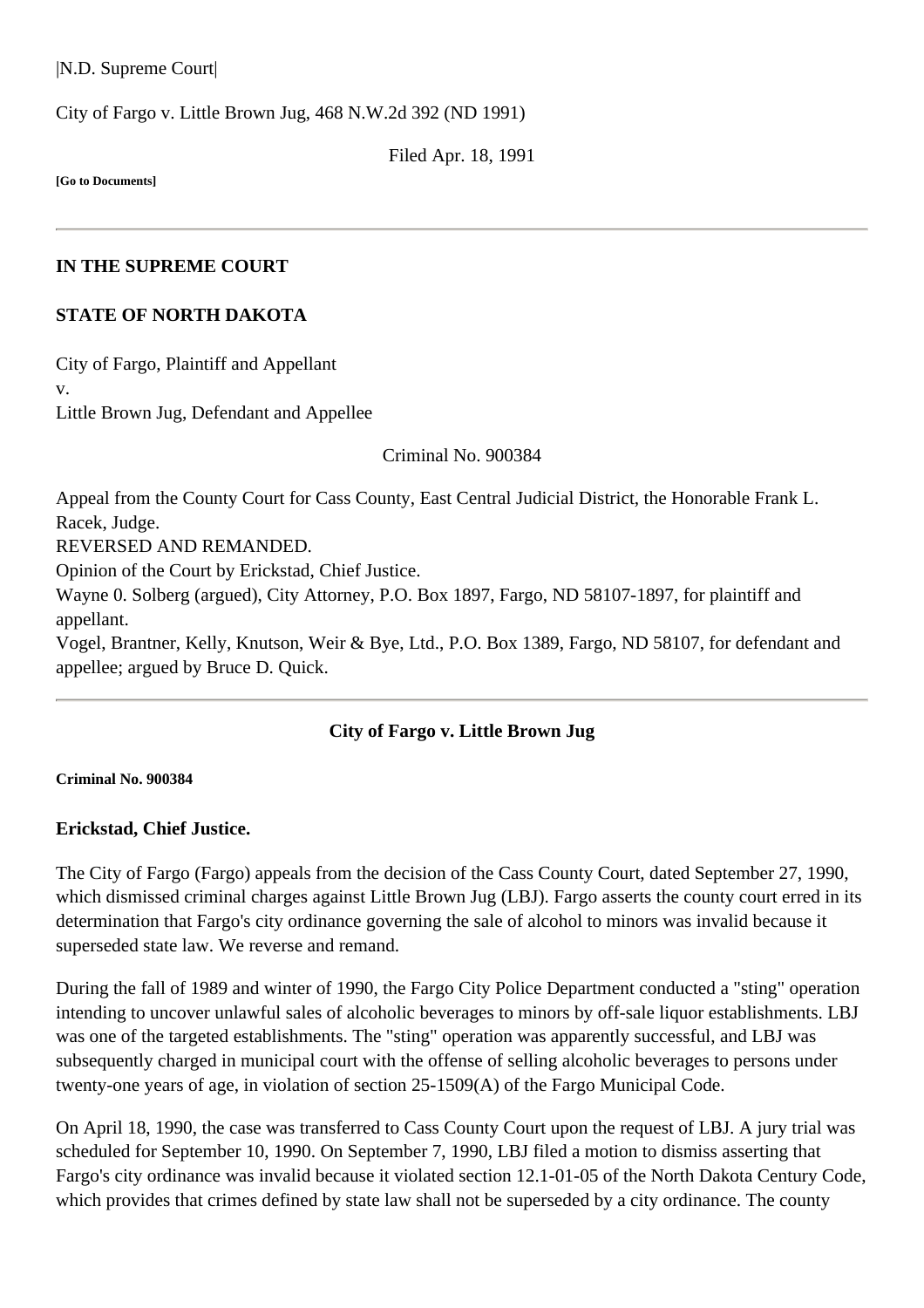|N.D. Supreme Court|

City of Fargo v. Little Brown Jug, 468 N.W.2d 392 (ND 1991)

Filed Apr. 18, 1991

**[Go to Documents]**

---

**IN THE SUPREME COURT**

**STATE OF NORTH DAKOTA**

City of Fargo, Plaintiff and Appellant
v.
Little Brown Jug, Defendant and Appellee

Criminal No. 900384

Appeal from the County Court for Cass County, East Central Judicial District, the Honorable Frank L. Racek, Judge.
REVERSED AND REMANDED.
Opinion of the Court by Erickstad, Chief Justice.
Wayne 0. Solberg (argued), City Attorney, P.O. Box 1897, Fargo, ND 58107-1897, for plaintiff and appellant.
Vogel, Brantner, Kelly, Knutson, Weir & Bye, Ltd., P.O. Box 1389, Fargo, ND 58107, for defendant and appellee; argued by Bruce D. Quick.

---

**City of Fargo v. Little Brown Jug**

**Criminal No. 900384**

**Erickstad, Chief Justice.**

The City of Fargo (Fargo) appeals from the decision of the Cass County Court, dated September 27, 1990, which dismissed criminal charges against Little Brown Jug (LBJ). Fargo asserts the county court erred in its determination that Fargo's city ordinance governing the sale of alcohol to minors was invalid because it superseded state law. We reverse and remand.

During the fall of 1989 and winter of 1990, the Fargo City Police Department conducted a "sting" operation intending to uncover unlawful sales of alcoholic beverages to minors by off-sale liquor establishments. LBJ was one of the targeted establishments. The "sting" operation was apparently successful, and LBJ was subsequently charged in municipal court with the offense of selling alcoholic beverages to persons under twenty-one years of age, in violation of section 25-1509(A) of the Fargo Municipal Code.

On April 18, 1990, the case was transferred to Cass County Court upon the request of LBJ. A jury trial was scheduled for September 10, 1990. On September 7, 1990, LBJ filed a motion to dismiss asserting that Fargo's city ordinance was invalid because it violated section 12.1-01-05 of the North Dakota Century Code, which provides that crimes defined by state law shall not be superseded by a city ordinance. The county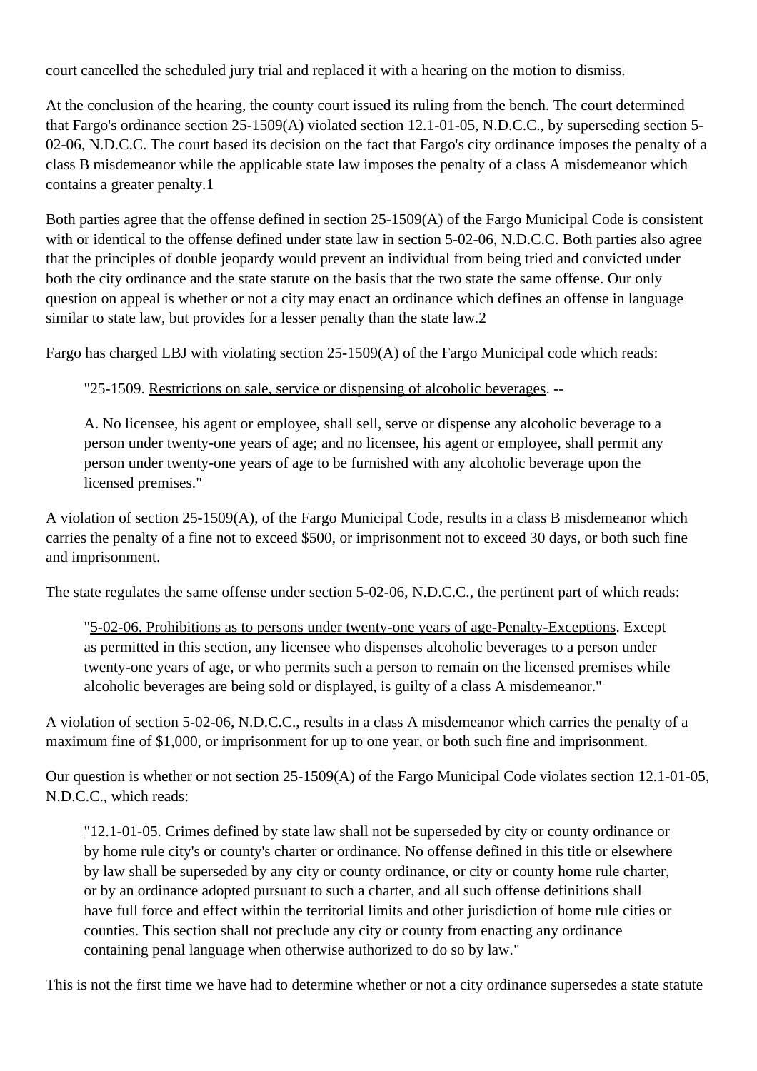court cancelled the scheduled jury trial and replaced it with a hearing on the motion to dismiss.

At the conclusion of the hearing, the county court issued its ruling from the bench. The court determined that Fargo's ordinance section 25-1509(A) violated section 12.1-01-05, N.D.C.C., by superseding section 5-02-06, N.D.C.C. The court based its decision on the fact that Fargo's city ordinance imposes the penalty of a class B misdemeanor while the applicable state law imposes the penalty of a class A misdemeanor which contains a greater penalty.1

Both parties agree that the offense defined in section 25-1509(A) of the Fargo Municipal Code is consistent with or identical to the offense defined under state law in section 5-02-06, N.D.C.C. Both parties also agree that the principles of double jeopardy would prevent an individual from being tried and convicted under both the city ordinance and the state statute on the basis that the two state the same offense. Our only question on appeal is whether or not a city may enact an ordinance which defines an offense in language similar to state law, but provides for a lesser penalty than the state law.2

Fargo has charged LBJ with violating section 25-1509(A) of the Fargo Municipal code which reads:

> "25-1509. Restrictions on sale, service or dispensing of alcoholic beverages. --
>
> A. No licensee, his agent or employee, shall sell, serve or dispense any alcoholic beverage to a person under twenty-one years of age; and no licensee, his agent or employee, shall permit any person under twenty-one years of age to be furnished with any alcoholic beverage upon the licensed premises."

A violation of section 25-1509(A), of the Fargo Municipal Code, results in a class B misdemeanor which carries the penalty of a fine not to exceed $500, or imprisonment not to exceed 30 days, or both such fine and imprisonment.

The state regulates the same offense under section 5-02-06, N.D.C.C., the pertinent part of which reads:

> "5-02-06. Prohibitions as to persons under twenty-one years of age-Penalty-Exceptions. Except as permitted in this section, any licensee who dispenses alcoholic beverages to a person under twenty-one years of age, or who permits such a person to remain on the licensed premises while alcoholic beverages are being sold or displayed, is guilty of a class A misdemeanor."

A violation of section 5-02-06, N.D.C.C., results in a class A misdemeanor which carries the penalty of a maximum fine of $1,000, or imprisonment for up to one year, or both such fine and imprisonment.

Our question is whether or not section 25-1509(A) of the Fargo Municipal Code violates section 12.1-01-05, N.D.C.C., which reads:

> "12.1-01-05. Crimes defined by state law shall not be superseded by city or county ordinance or by home rule city's or county's charter or ordinance. No offense defined in this title or elsewhere by law shall be superseded by any city or county ordinance, or city or county home rule charter, or by an ordinance adopted pursuant to such a charter, and all such offense definitions shall have full force and effect within the territorial limits and other jurisdiction of home rule cities or counties. This section shall not preclude any city or county from enacting any ordinance containing penal language when otherwise authorized to do so by law."

This is not the first time we have had to determine whether or not a city ordinance supersedes a state statute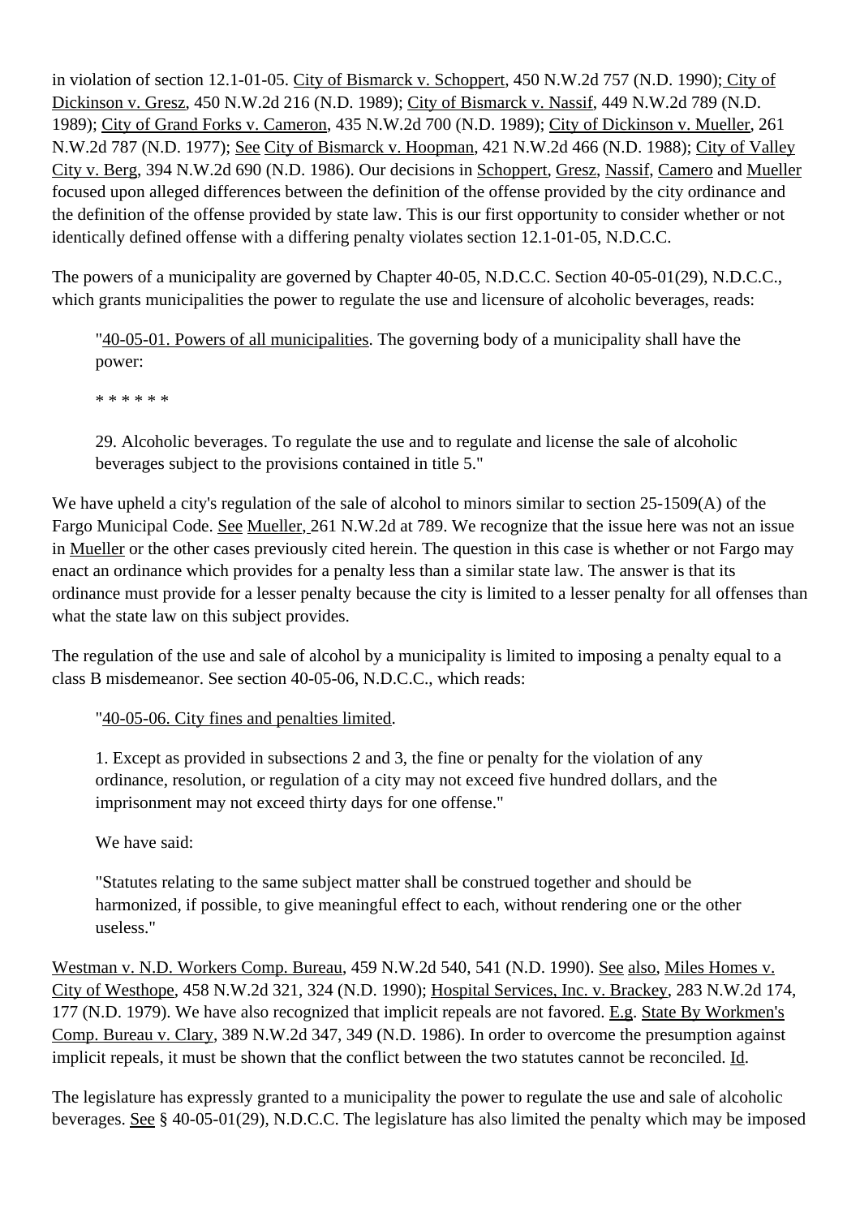in violation of section 12.1-01-05. City of Bismarck v. Schoppert, 450 N.W.2d 757 (N.D. 1990); City of Dickinson v. Gresz, 450 N.W.2d 216 (N.D. 1989); City of Bismarck v. Nassif, 449 N.W.2d 789 (N.D. 1989); City of Grand Forks v. Cameron, 435 N.W.2d 700 (N.D. 1989); City of Dickinson v. Mueller, 261 N.W.2d 787 (N.D. 1977); See City of Bismarck v. Hoopman, 421 N.W.2d 466 (N.D. 1988); City of Valley City v. Berg, 394 N.W.2d 690 (N.D. 1986). Our decisions in Schoppert, Gresz, Nassif, Camero and Mueller focused upon alleged differences between the definition of the offense provided by the city ordinance and the definition of the offense provided by state law. This is our first opportunity to consider whether or not identically defined offense with a differing penalty violates section 12.1-01-05, N.D.C.C.

The powers of a municipality are governed by Chapter 40-05, N.D.C.C. Section 40-05-01(29), N.D.C.C., which grants municipalities the power to regulate the use and licensure of alcoholic beverages, reads:

> "40-05-01. Powers of all municipalities. The governing body of a municipality shall have the power:
>
> * * * * * *
>
> 29. Alcoholic beverages. To regulate the use and to regulate and license the sale of alcoholic beverages subject to the provisions contained in title 5."

We have upheld a city's regulation of the sale of alcohol to minors similar to section 25-1509(A) of the Fargo Municipal Code. See Mueller, 261 N.W.2d at 789. We recognize that the issue here was not an issue in Mueller or the other cases previously cited herein. The question in this case is whether or not Fargo may enact an ordinance which provides for a penalty less than a similar state law. The answer is that its ordinance must provide for a lesser penalty because the city is limited to a lesser penalty for all offenses than what the state law on this subject provides.

The regulation of the use and sale of alcohol by a municipality is limited to imposing a penalty equal to a class B misdemeanor. See section 40-05-06, N.D.C.C., which reads:

> "40-05-06. City fines and penalties limited.
>
> 1. Except as provided in subsections 2 and 3, the fine or penalty for the violation of any ordinance, resolution, or regulation of a city may not exceed five hundred dollars, and the imprisonment may not exceed thirty days for one offense."
>
> We have said:
>
> "Statutes relating to the same subject matter shall be construed together and should be harmonized, if possible, to give meaningful effect to each, without rendering one or the other useless."

Westman v. N.D. Workers Comp. Bureau, 459 N.W.2d 540, 541 (N.D. 1990). See also, Miles Homes v. City of Westhope, 458 N.W.2d 321, 324 (N.D. 1990); Hospital Services, Inc. v. Brackey, 283 N.W.2d 174, 177 (N.D. 1979). We have also recognized that implicit repeals are not favored. E.g. State By Workmen's Comp. Bureau v. Clary, 389 N.W.2d 347, 349 (N.D. 1986). In order to overcome the presumption against implicit repeals, it must be shown that the conflict between the two statutes cannot be reconciled. Id.

The legislature has expressly granted to a municipality the power to regulate the use and sale of alcoholic beverages. See § 40-05-01(29), N.D.C.C. The legislature has also limited the penalty which may be imposed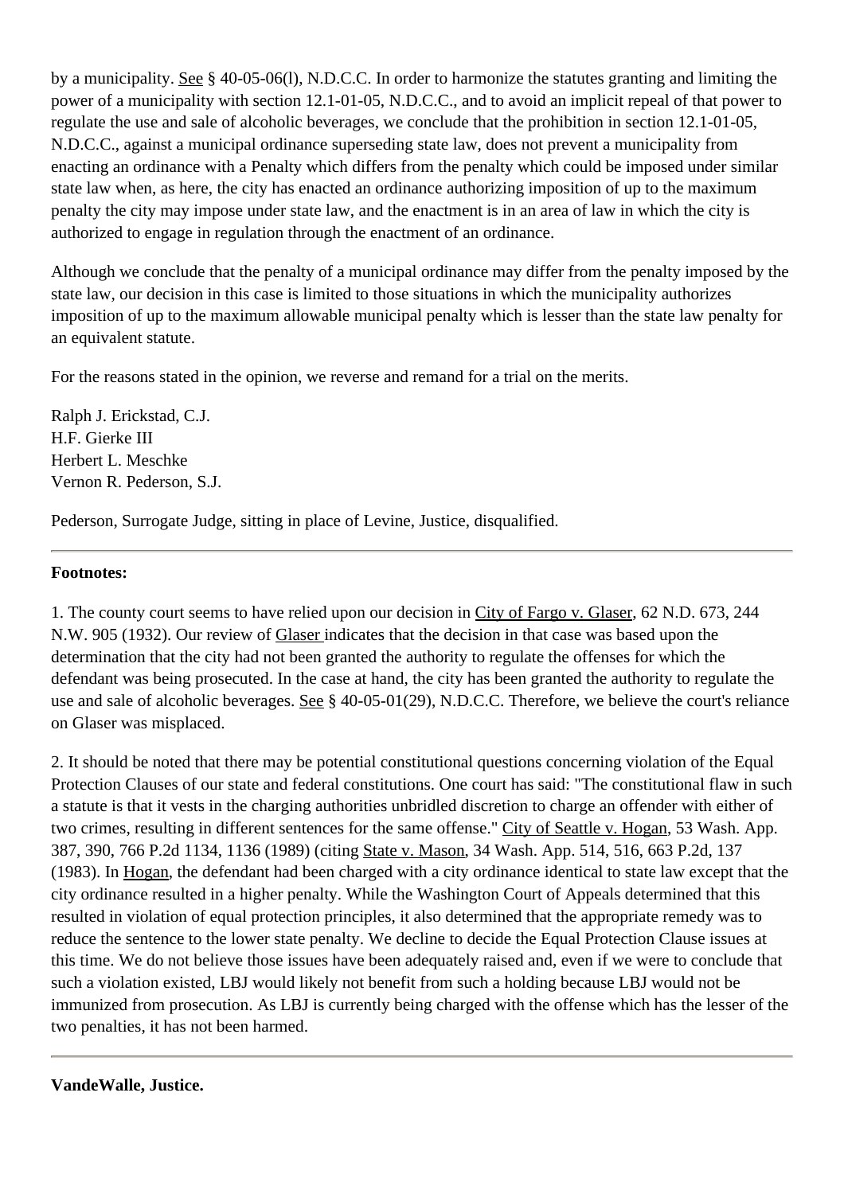by a municipality. See § 40-05-06(l), N.D.C.C. In order to harmonize the statutes granting and limiting the power of a municipality with section 12.1-01-05, N.D.C.C., and to avoid an implicit repeal of that power to regulate the use and sale of alcoholic beverages, we conclude that the prohibition in section 12.1-01-05, N.D.C.C., against a municipal ordinance superseding state law, does not prevent a municipality from enacting an ordinance with a Penalty which differs from the penalty which could be imposed under similar state law when, as here, the city has enacted an ordinance authorizing imposition of up to the maximum penalty the city may impose under state law, and the enactment is in an area of law in which the city is authorized to engage in regulation through the enactment of an ordinance.

Although we conclude that the penalty of a municipal ordinance may differ from the penalty imposed by the state law, our decision in this case is limited to those situations in which the municipality authorizes imposition of up to the maximum allowable municipal penalty which is lesser than the state law penalty for an equivalent statute.

For the reasons stated in the opinion, we reverse and remand for a trial on the merits.

Ralph J. Erickstad, C.J.
H.F. Gierke III
Herbert L. Meschke
Vernon R. Pederson, S.J.

Pederson, Surrogate Judge, sitting in place of Levine, Justice, disqualified.

---

**Footnotes:**

1. The county court seems to have relied upon our decision in City of Fargo v. Glaser, 62 N.D. 673, 244 N.W. 905 (1932). Our review of Glaser indicates that the decision in that case was based upon the determination that the city had not been granted the authority to regulate the offenses for which the defendant was being prosecuted. In the case at hand, the city has been granted the authority to regulate the use and sale of alcoholic beverages. See § 40-05-01(29), N.D.C.C. Therefore, we believe the court's reliance on Glaser was misplaced.

2. It should be noted that there may be potential constitutional questions concerning violation of the Equal Protection Clauses of our state and federal constitutions. One court has said: "The constitutional flaw in such a statute is that it vests in the charging authorities unbridled discretion to charge an offender with either of two crimes, resulting in different sentences for the same offense." City of Seattle v. Hogan, 53 Wash. App. 387, 390, 766 P.2d 1134, 1136 (1989) (citing State v. Mason, 34 Wash. App. 514, 516, 663 P.2d, 137 (1983). In Hogan, the defendant had been charged with a city ordinance identical to state law except that the city ordinance resulted in a higher penalty. While the Washington Court of Appeals determined that this resulted in violation of equal protection principles, it also determined that the appropriate remedy was to reduce the sentence to the lower state penalty. We decline to decide the Equal Protection Clause issues at this time. We do not believe those issues have been adequately raised and, even if we were to conclude that such a violation existed, LBJ would likely not benefit from such a holding because LBJ would not be immunized from prosecution. As LBJ is currently being charged with the offense which has the lesser of the two penalties, it has not been harmed.

---

**VandeWalle, Justice.**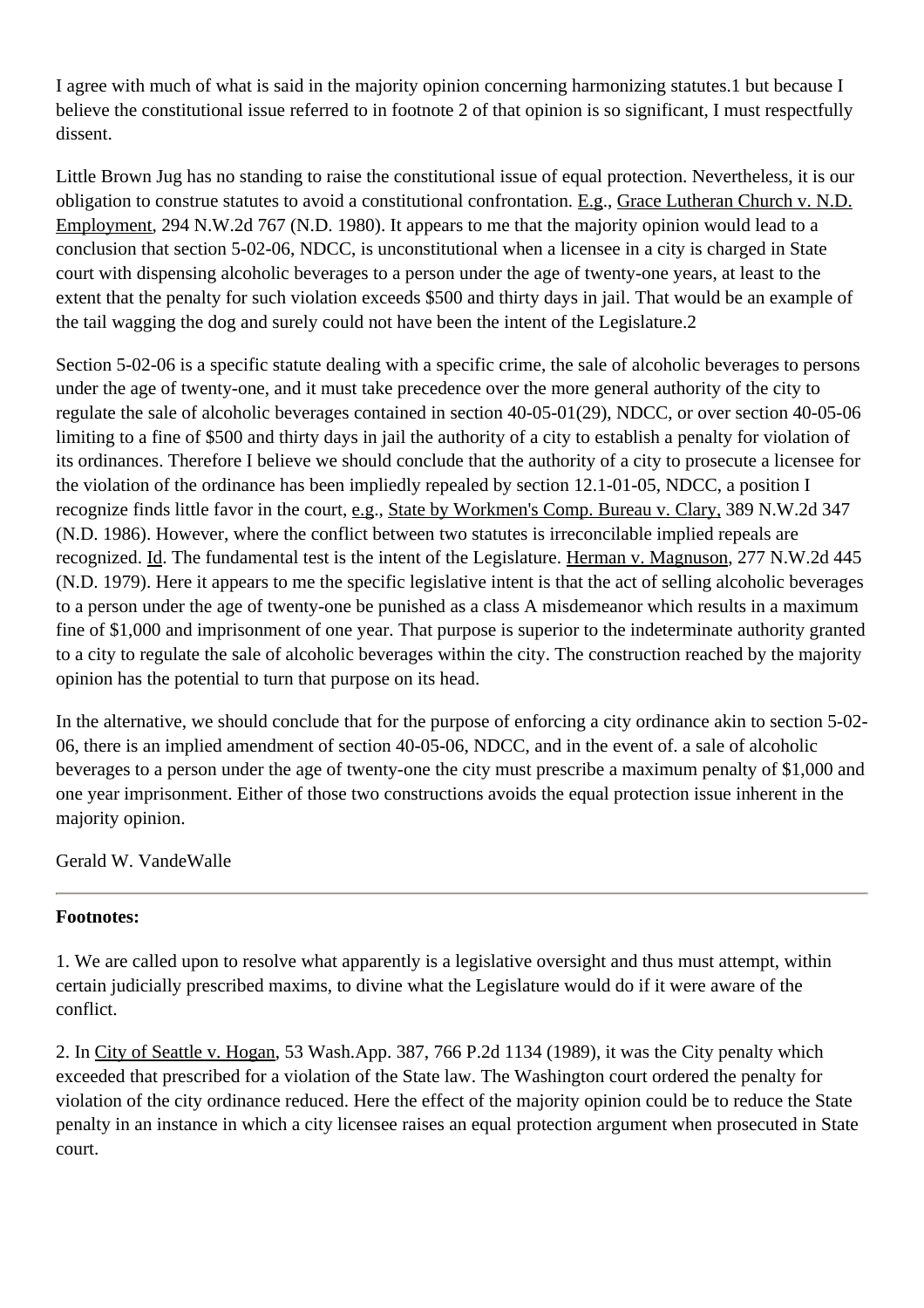I agree with much of what is said in the majority opinion concerning harmonizing statutes.1 but because I believe the constitutional issue referred to in footnote 2 of that opinion is so significant, I must respectfully dissent.

Little Brown Jug has no standing to raise the constitutional issue of equal protection. Nevertheless, it is our obligation to construe statutes to avoid a constitutional confrontation. E.g., Grace Lutheran Church v. N.D. Employment, 294 N.W.2d 767 (N.D. 1980). It appears to me that the majority opinion would lead to a conclusion that section 5-02-06, NDCC, is unconstitutional when a licensee in a city is charged in State court with dispensing alcoholic beverages to a person under the age of twenty-one years, at least to the extent that the penalty for such violation exceeds $500 and thirty days in jail. That would be an example of the tail wagging the dog and surely could not have been the intent of the Legislature.2

Section 5-02-06 is a specific statute dealing with a specific crime, the sale of alcoholic beverages to persons under the age of twenty-one, and it must take precedence over the more general authority of the city to regulate the sale of alcoholic beverages contained in section 40-05-01(29), NDCC, or over section 40-05-06 limiting to a fine of $500 and thirty days in jail the authority of a city to establish a penalty for violation of its ordinances. Therefore I believe we should conclude that the authority of a city to prosecute a licensee for the violation of the ordinance has been impliedly repealed by section 12.1-01-05, NDCC, a position I recognize finds little favor in the court, e.g., State by Workmen's Comp. Bureau v. Clary, 389 N.W.2d 347 (N.D. 1986). However, where the conflict between two statutes is irreconcilable implied repeals are recognized. Id. The fundamental test is the intent of the Legislature. Herman v. Magnuson, 277 N.W.2d 445 (N.D. 1979). Here it appears to me the specific legislative intent is that the act of selling alcoholic beverages to a person under the age of twenty-one be punished as a class A misdemeanor which results in a maximum fine of $1,000 and imprisonment of one year. That purpose is superior to the indeterminate authority granted to a city to regulate the sale of alcoholic beverages within the city. The construction reached by the majority opinion has the potential to turn that purpose on its head.

In the alternative, we should conclude that for the purpose of enforcing a city ordinance akin to section 5-02-06, there is an implied amendment of section 40-05-06, NDCC, and in the event of. a sale of alcoholic beverages to a person under the age of twenty-one the city must prescribe a maximum penalty of $1,000 and one year imprisonment. Either of those two constructions avoids the equal protection issue inherent in the majority opinion.

Gerald W. VandeWalle

---

**Footnotes:**

1. We are called upon to resolve what apparently is a legislative oversight and thus must attempt, within certain judicially prescribed maxims, to divine what the Legislature would do if it were aware of the conflict.

2. In City of Seattle v. Hogan, 53 Wash.App. 387, 766 P.2d 1134 (1989), it was the City penalty which exceeded that prescribed for a violation of the State law. The Washington court ordered the penalty for violation of the city ordinance reduced. Here the effect of the majority opinion could be to reduce the State penalty in an instance in which a city licensee raises an equal protection argument when prosecuted in State court.